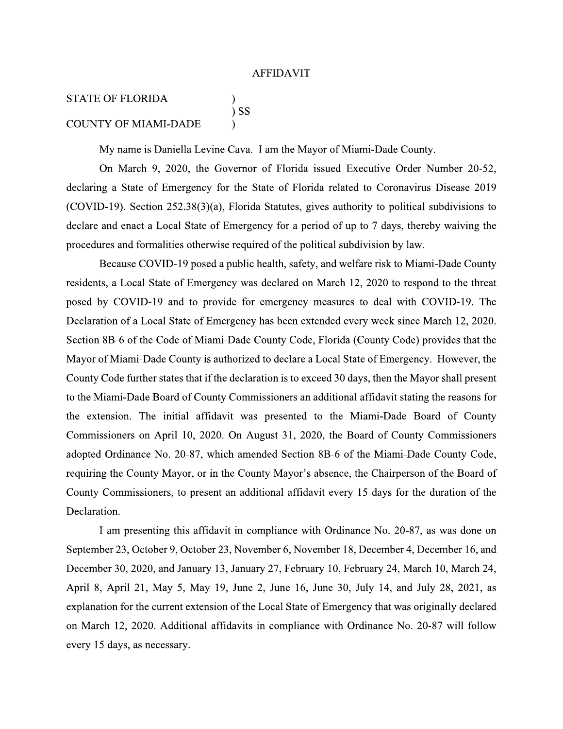# AFFIDAVIT

STATE OF FLORIDA )
) SS
COUNTY OF MIAMI-DADE )

My name is Daniella Levine Cava. I am the Mayor of Miami-Dade County.

On March 9, 2020, the Governor of Florida issued Executive Order Number 20-52, declaring a State of Emergency for the State of Florida related to Coronavirus Disease 2019 (COVID-19). Section 252.38(3)(a), Florida Statutes, gives authority to political subdivisions to declare and enact a Local State of Emergency for a period of up to 7 days, thereby waiving the procedures and formalities otherwise required of the political subdivision by law.

Because COVID-19 posed a public health, safety, and welfare risk to Miami-Dade County residents, a Local State of Emergency was declared on March 12, 2020 to respond to the threat posed by COVID-19 and to provide for emergency measures to deal with COVID-19. The Declaration of a Local State of Emergency has been extended every week since March 12, 2020. Section 8B-6 of the Code of Miami-Dade County Code, Florida (County Code) provides that the Mayor of Miami-Dade County is authorized to declare a Local State of Emergency. However, the County Code further states that if the declaration is to exceed 30 days, then the Mayor shall present to the Miami-Dade Board of County Commissioners an additional affidavit stating the reasons for the extension. The initial affidavit was presented to the Miami-Dade Board of County Commissioners on April 10, 2020. On August 31, 2020, the Board of County Commissioners adopted Ordinance No. 20-87, which amended Section 8B-6 of the Miami-Dade County Code, requiring the County Mayor, or in the County Mayor's absence, the Chairperson of the Board of County Commissioners, to present an additional affidavit every 15 days for the duration of the Declaration.

I am presenting this affidavit in compliance with Ordinance No. 20-87, as was done on September 23, October 9, October 23, November 6, November 18, December 4, December 16, and December 30, 2020, and January 13, January 27, February 10, February 24, March 10, March 24, April 8, April 21, May 5, May 19, June 2, June 16, June 30, July 14, and July 28, 2021, as explanation for the current extension of the Local State of Emergency that was originally declared on March 12, 2020. Additional affidavits in compliance with Ordinance No. 20-87 will follow every 15 days, as necessary.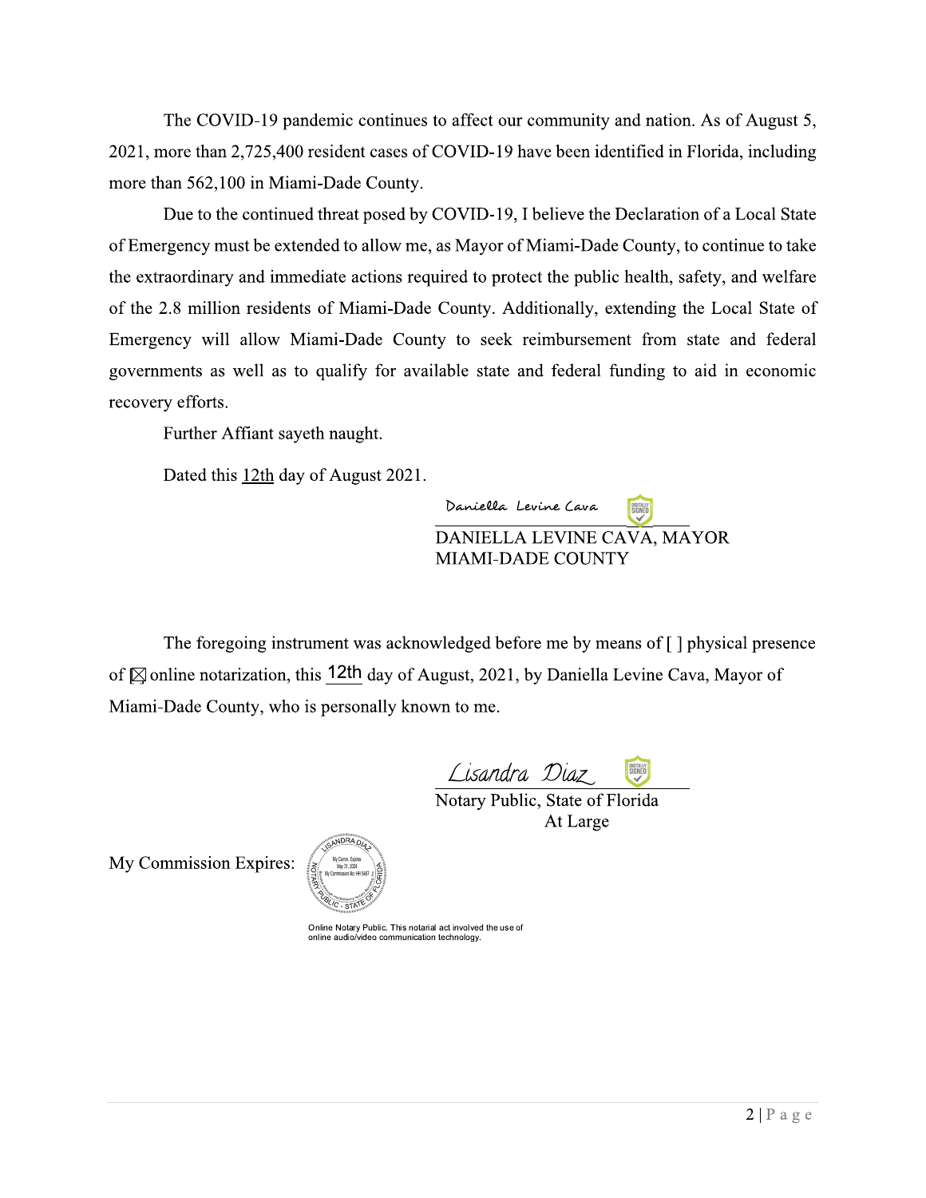The COVID-19 pandemic continues to affect our community and nation. As of August 5, 2021, more than 2,725,400 resident cases of COVID-19 have been identified in Florida, including more than 562,100 in Miami-Dade County.

Due to the continued threat posed by COVID-19, I believe the Declaration of a Local State of Emergency must be extended to allow me, as Mayor of Miami-Dade County, to continue to take the extraordinary and immediate actions required to protect the public health, safety, and welfare of the 2.8 million residents of Miami-Dade County. Additionally, extending the Local State of Emergency will allow Miami-Dade County to seek reimbursement from state and federal governments as well as to qualify for available state and federal funding to aid in economic recovery efforts.

Further Affiant sayeth naught.

Dated this 12th day of August 2021.

Daniella Levine Cava

DANIELLA LEVINE CAVA, MAYOR
MIAMI-DADE COUNTY

The foregoing instrument was acknowledged before me by means of [ ] physical presence of [X] online notarization, this 12th day of August, 2021, by Daniella Levine Cava, Mayor of Miami-Dade County, who is personally known to me.

Lisandra Diaz

Notary Public, State of Florida
At Large

My Commission Expires:

LISANDRA DIAZ
My Comm. Expires May 31, 2024
My Commission No: HH 5487
NOTARY PUBLIC STATE OF FLORIDA

Online Notary Public. This notarial act involved the use of online audio/video communication technology.